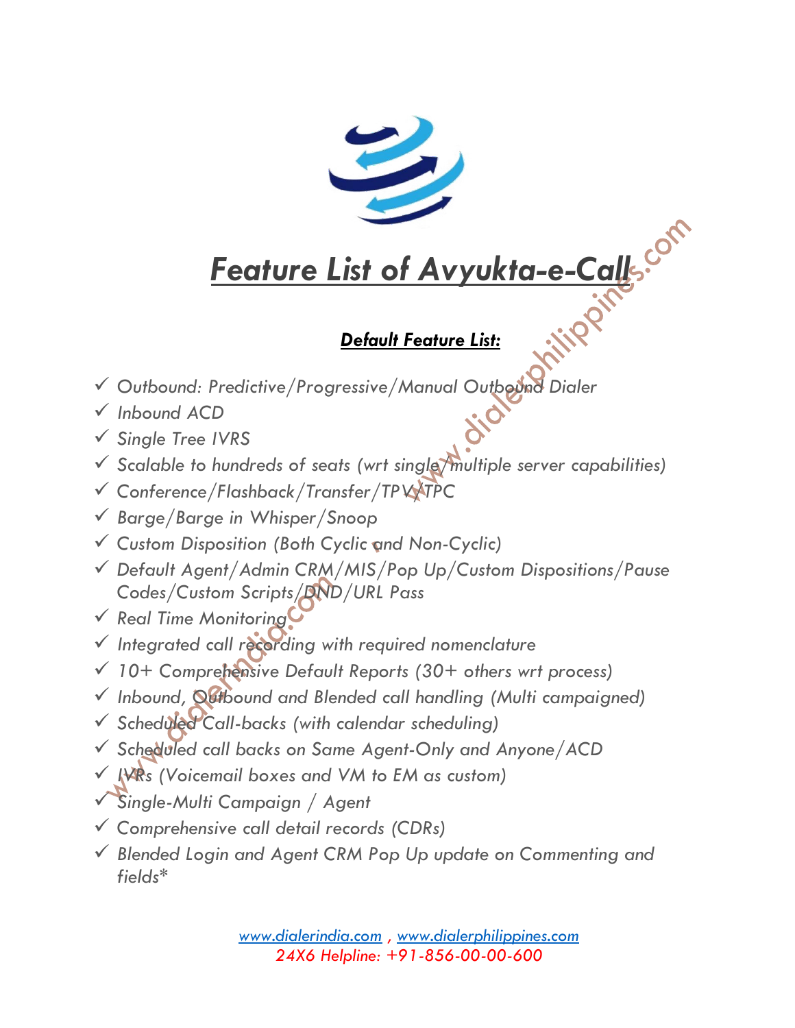# *Feature List of Avyukta-e-Call*

## *Default Feature List:*

- ✓ *Outbound: Predictive/Progressive/Manual Outbound Dialer*
- ✓ *Inbound ACD*
- ✓ *Single Tree IVRS*
- ✓ *Scalable to hundreds of seats (wrt single/multiple server capabilities)*
- ✓ *Conference/Flashback/Transfer/TPV/TPC*
- ✓ *Barge/Barge in Whisper/Snoop*
- ✓ *Custom Disposition (Both Cyclic and Non-Cyclic)*
- ✓ *Default Agent/Admin CRM/MIS/Pop Up/Custom Dispositions/Pause Codes/Custom Scripts/DND/URL Pass*
- ✓ *Real Time Monitoring*
- ✓ *Integrated call recording with required nomenclature*
- ✓ *10+ Comprehensive Default Reports (30+ others wrt process)*
- ✓ *Inbound, Outbound and Blended call handling (Multi campaigned)*
- ✓ *Scheduled Call-backs (with calendar scheduling)*
- ✓ *Scheduled call backs on Same Agent-Only and Anyone/ACD*
- ✓ *IVRs (Voicemail boxes and VM to EM as custom)*
- ✓ *Single-Multi Campaign / Agent*
- ✓ *Comprehensive call detail records (CDRs)*
- ✓ *Blended Login and Agent CRM Pop Up update on Commenting and fields**

*www.dialerindia.com , www.dialerphilippines.com*
*24X6 Helpline: +91-856-00-00-600*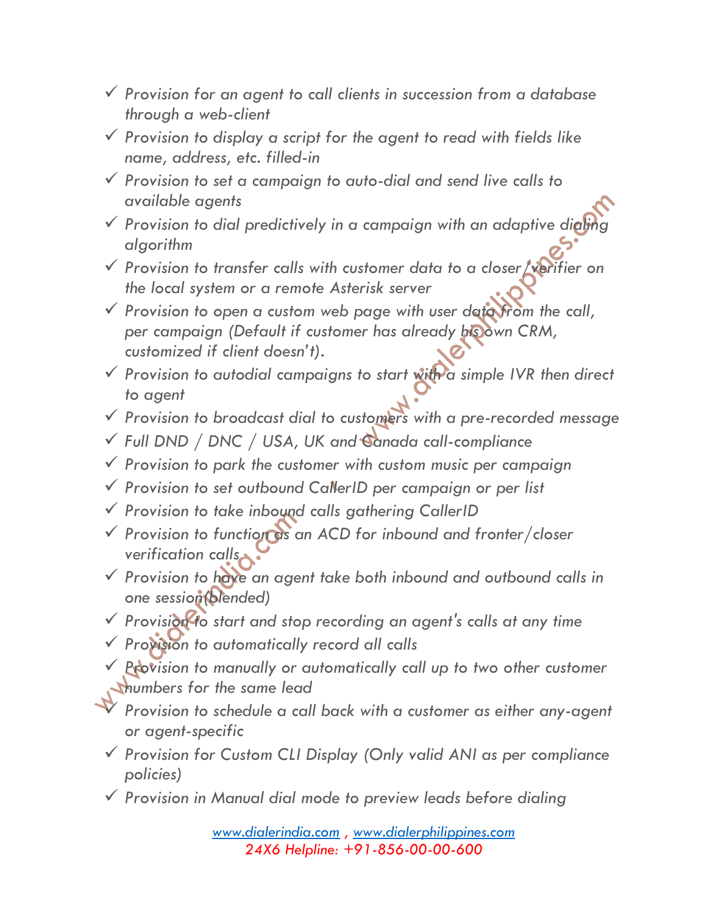- ✓ *Provision for an agent to call clients in succession from a database through a web-client*
- ✓ *Provision to display a script for the agent to read with fields like name, address, etc. filled-in*
- ✓ *Provision to set a campaign to auto-dial and send live calls to available agents*
- ✓ *Provision to dial predictively in a campaign with an adaptive dialing algorithm*
- ✓ *Provision to transfer calls with customer data to a closer/verifier on the local system or a remote Asterisk server*
- ✓ *Provision to open a custom web page with user data from the call, per campaign (Default if customer has already his own CRM, customized if client doesn't).*
- ✓ *Provision to autodial campaigns to start with a simple IVR then direct to agent*
- ✓ *Provision to broadcast dial to customers with a pre-recorded message*
- ✓ *Full DND / DNC / USA, UK and Canada call-compliance*
- ✓ *Provision to park the customer with custom music per campaign*
- ✓ *Provision to set outbound CallerID per campaign or per list*
- ✓ *Provision to take inbound calls gathering CallerID*
- ✓ *Provision to function as an ACD for inbound and fronter/closer verification calls*
- ✓ *Provision to have an agent take both inbound and outbound calls in one session(blended)*
- ✓ *Provision to start and stop recording an agent's calls at any time*
- ✓ *Provision to automatically record all calls*
- ✓ *Provision to manually or automatically call up to two other customer numbers for the same lead*
- ✓ *Provision to schedule a call back with a customer as either any-agent or agent-specific*
- ✓ *Provision for Custom CLI Display (Only valid ANI as per compliance policies)*
- ✓ *Provision in Manual dial mode to preview leads before dialing*

*www.dialerindia.com , www.dialerphilippines.com*
*24X6 Helpline: +91-856-00-00-600*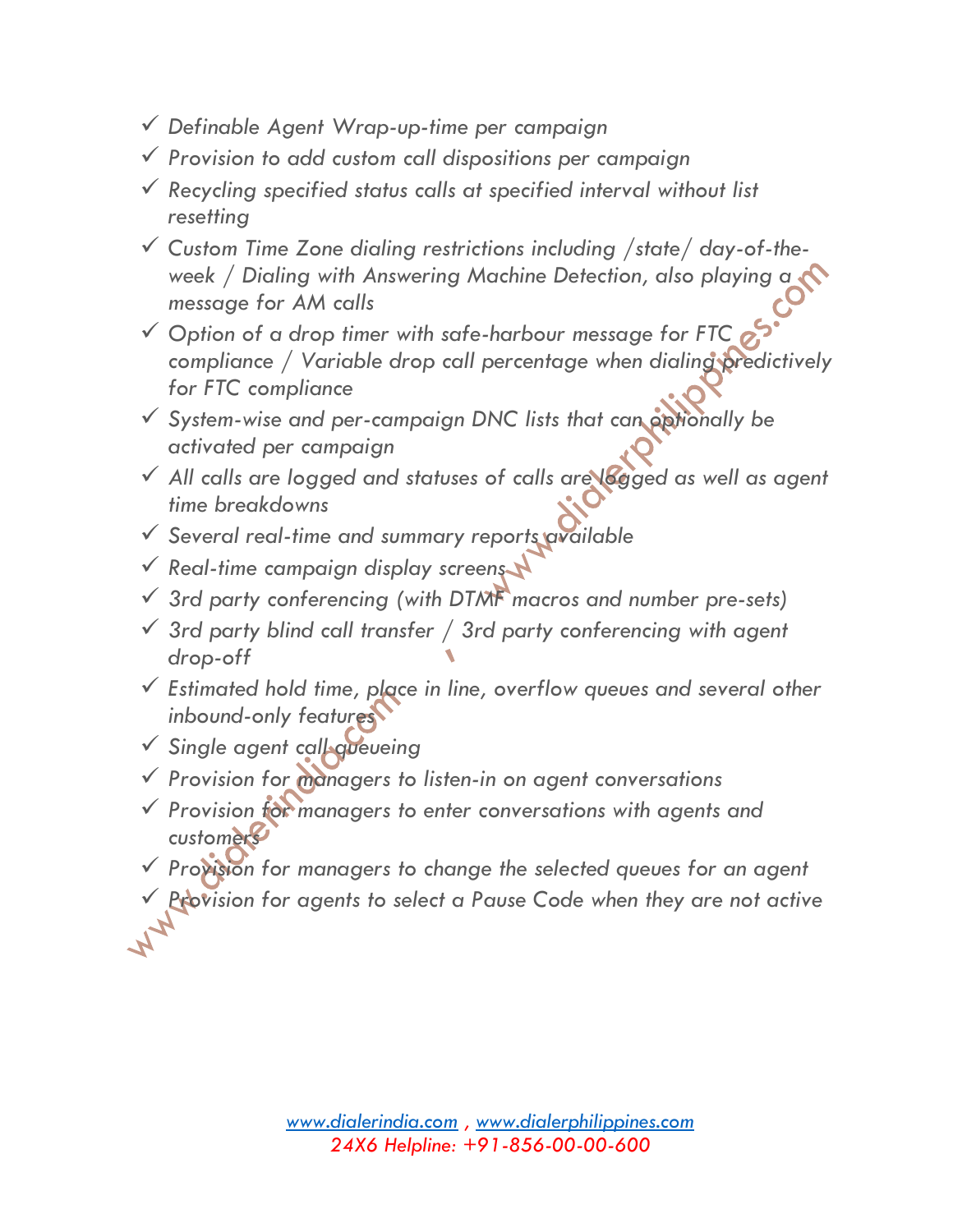- ✓ *Definable Agent Wrap-up-time per campaign*
- ✓ *Provision to add custom call dispositions per campaign*
- ✓ *Recycling specified status calls at specified interval without list resetting*
- ✓ *Custom Time Zone dialing restrictions including /state/ day-of-the-week / Dialing with Answering Machine Detection, also playing a message for AM calls*
- ✓ *Option of a drop timer with safe-harbour message for FTC compliance / Variable drop call percentage when dialing predictively for FTC compliance*
- ✓ *System-wise and per-campaign DNC lists that can optionally be activated per campaign*
- ✓ *All calls are logged and statuses of calls are logged as well as agent time breakdowns*
- ✓ *Several real-time and summary reports available*
- ✓ *Real-time campaign display screens*
- ✓ *3rd party conferencing (with DTMF macros and number pre-sets)*
- ✓ *3rd party blind call transfer / 3rd party conferencing with agent drop-off*
- ✓ *Estimated hold time, place in line, overflow queues and several other inbound-only features*
- ✓ *Single agent call queueing*
- ✓ *Provision for managers to listen-in on agent conversations*
- ✓ *Provision for managers to enter conversations with agents and customers*
- ✓ *Provision for managers to change the selected queues for an agent*
- ✓ *Provision for agents to select a Pause Code when they are not active*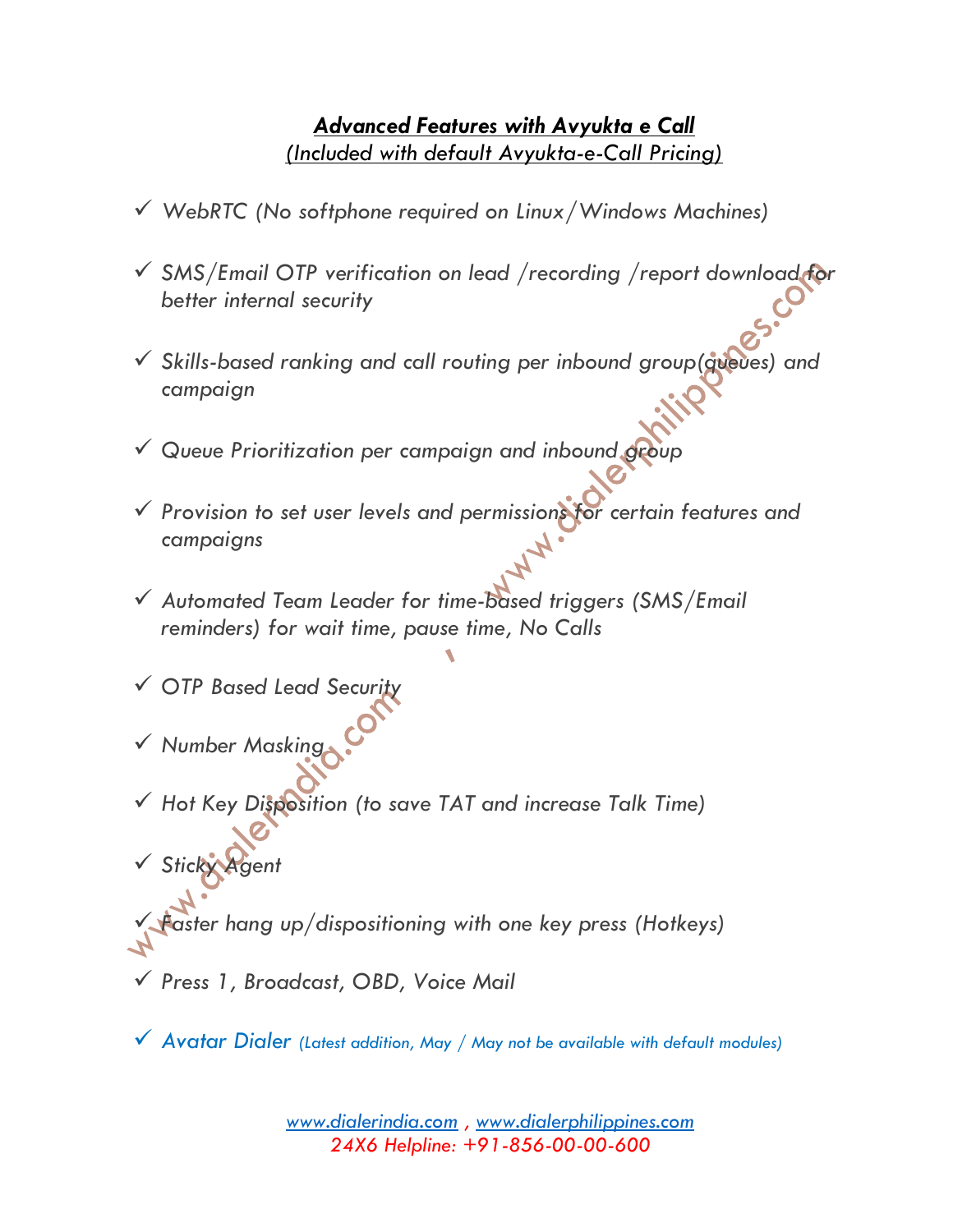## ***Advanced Features with Avyukta e Call***

*(Included with default Avyukta-e-Call Pricing)*

- ✓ *WebRTC (No softphone required on Linux/Windows Machines)*
- ✓ *SMS/Email OTP verification on lead /recording /report download for better internal security*
- ✓ *Skills-based ranking and call routing per inbound group(queues) and campaign*
- ✓ *Queue Prioritization per campaign and inbound group*
- ✓ *Provision to set user levels and permissions for certain features and campaigns*
- ✓ *Automated Team Leader for time-based triggers (SMS/Email reminders) for wait time, pause time, No Calls*
- ✓ *OTP Based Lead Security*
- ✓ *Number Masking*
- ✓ *Hot Key Disposition (to save TAT and increase Talk Time)*
- ✓ *Sticky Agent*
- ✓ *Faster hang up/dispositioning with one key press (Hotkeys)*
- ✓ *Press 1, Broadcast, OBD, Voice Mail*
- ✓ *Avatar Dialer (Latest addition, May / May not be available with default modules)*

*www.dialerindia.com , www.dialerphilippines.com*
*24X6 Helpline: +91-856-00-00-600*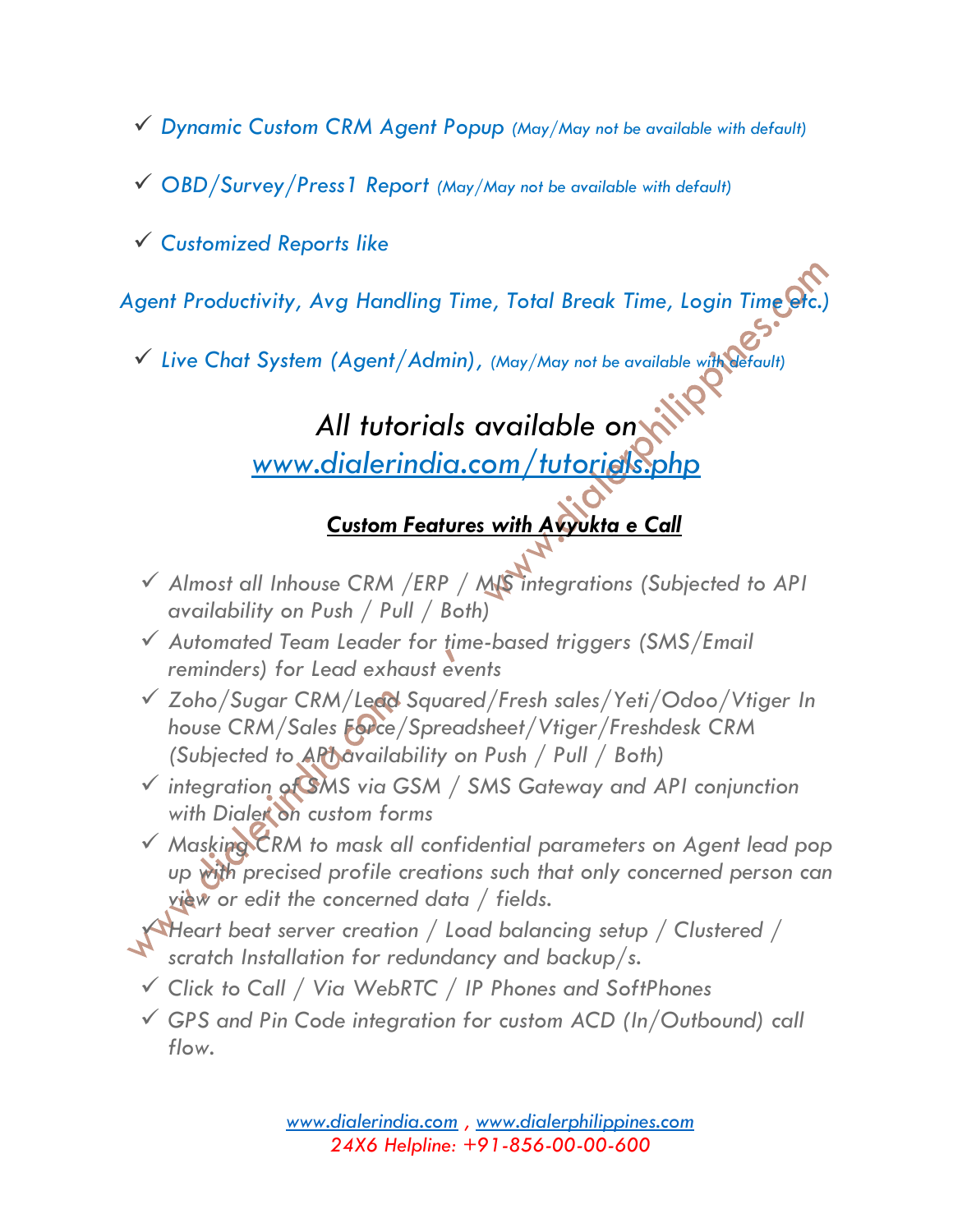- ✓ *Dynamic Custom CRM Agent Popup* *(May/May not be available with default)*
- ✓ *OBD/Survey/Press1 Report* *(May/May not be available with default)*
- ✓ *Customized Reports like*

*Agent Productivity, Avg Handling Time, Total Break Time, Login Time etc.)*

- ✓ *Live Chat System (Agent/Admin),* *(May/May not be available with default)*

## *All tutorials available on [www.dialerindia.com/tutorials.php](www.dialerindia.com/tutorials.php)*

### ***Custom Features with Avyukta e Call***

- ✓ *Almost all Inhouse CRM /ERP / MIS integrations (Subjected to API availability on Push / Pull / Both)*
- ✓ *Automated Team Leader for time-based triggers (SMS/Email reminders) for Lead exhaust events*
- ✓ *Zoho/Sugar CRM/Lead Squared/Fresh sales/Yeti/Odoo/Vtiger In house CRM/Sales Force/Spreadsheet/Vtiger/Freshdesk CRM (Subjected to API availability on Push / Pull / Both)*
- ✓ *integration of SMS via GSM / SMS Gateway and API conjunction with Dialer on custom forms*
- ✓ *Masking CRM to mask all confidential parameters on Agent lead pop up with precised profile creations such that only concerned person can view or edit the concerned data / fields.*
- ✓ *Heart beat server creation / Load balancing setup / Clustered / scratch Installation for redundancy and backup/s.*
- ✓ *Click to Call / Via WebRTC / IP Phones and SoftPhones*
- ✓ *GPS and Pin Code integration for custom ACD (In/Outbound) call flow.*

*[www.dialerindia.com](www.dialerindia.com) , [www.dialerphilippines.com](www.dialerphilippines.com)*
*24X6 Helpline: +91-856-00-00-600*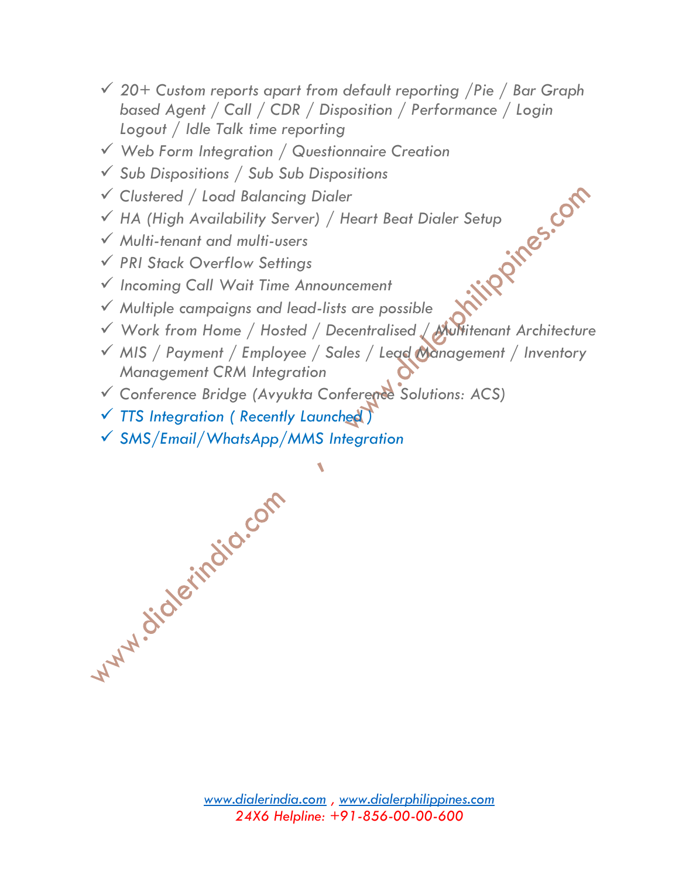- ✓ *20+ Custom reports apart from default reporting /Pie / Bar Graph based Agent / Call / CDR / Disposition / Performance / Login Logout / Idle Talk time reporting*
- ✓ *Web Form Integration / Questionnaire Creation*
- ✓ *Sub Dispositions / Sub Sub Dispositions*
- ✓ *Clustered / Load Balancing Dialer*
- ✓ *HA (High Availability Server) / Heart Beat Dialer Setup*
- ✓ *Multi-tenant and multi-users*
- ✓ *PRI Stack Overflow Settings*
- ✓ *Incoming Call Wait Time Announcement*
- ✓ *Multiple campaigns and lead-lists are possible*
- ✓ *Work from Home / Hosted / Decentralised / Multitenant Architecture*
- ✓ *MIS / Payment / Employee / Sales / Lead Management / Inventory Management CRM Integration*
- ✓ *Conference Bridge (Avyukta Conference Solutions: ACS)*
- ✓ *TTS Integration ( Recently Launched )*
- ✓ *SMS/Email/WhatsApp/MMS Integration*

*www.dialerindia.com , www.dialerphilippines.com*
*24X6 Helpline: +91-856-00-00-600*